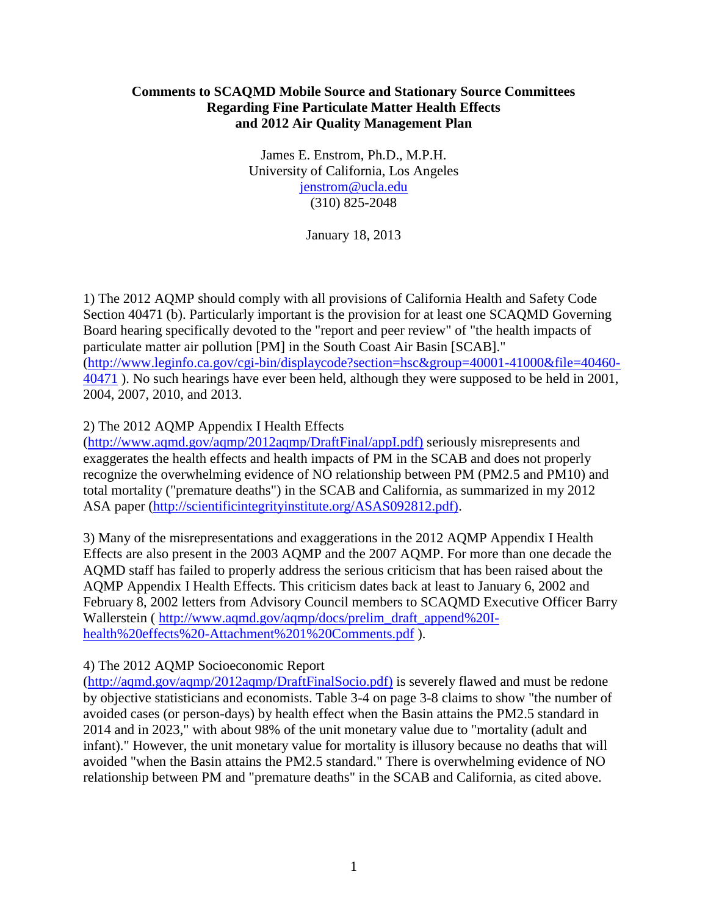**Comments to SCAQMD Mobile Source and Stationary Source Committees Regarding Fine Particulate Matter Health Effects and 2012 Air Quality Management Plan**

James E. Enstrom, Ph.D., M.P.H.
University of California, Los Angeles
jenstrom@ucla.edu
(310) 825-2048

January 18, 2013

1) The 2012 AQMP should comply with all provisions of California Health and Safety Code Section 40471 (b). Particularly important is the provision for at least one SCAQMD Governing Board hearing specifically devoted to the "report and peer review" of "the health impacts of particulate matter air pollution [PM] in the South Coast Air Basin [SCAB]." (http://www.leginfo.ca.gov/cgi-bin/displaycode?section=hsc&group=40001-41000&file=40460-40471 ). No such hearings have ever been held, although they were supposed to be held in 2001, 2004, 2007, 2010, and 2013.

2) The 2012 AQMP Appendix I Health Effects (http://www.aqmd.gov/aqmp/2012aqmp/DraftFinal/appI.pdf) seriously misrepresents and exaggerates the health effects and health impacts of PM in the SCAB and does not properly recognize the overwhelming evidence of NO relationship between PM (PM2.5 and PM10) and total mortality ("premature deaths") in the SCAB and California, as summarized in my 2012 ASA paper (http://scientificintegrityinstitute.org/ASAS092812.pdf).

3) Many of the misrepresentations and exaggerations in the 2012 AQMP Appendix I Health Effects are also present in the 2003 AQMP and the 2007 AQMP. For more than one decade the AQMD staff has failed to properly address the serious criticism that has been raised about the AQMP Appendix I Health Effects. This criticism dates back at least to January 6, 2002 and February 8, 2002 letters from Advisory Council members to SCAQMD Executive Officer Barry Wallerstein ( http://www.aqmd.gov/aqmp/docs/prelim_draft_append%20I-health%20effects%20-Attachment%201%20Comments.pdf ).

4) The 2012 AQMP Socioeconomic Report (http://aqmd.gov/aqmp/2012aqmp/DraftFinalSocio.pdf) is severely flawed and must be redone by objective statisticians and economists. Table 3-4 on page 3-8 claims to show "the number of avoided cases (or person-days) by health effect when the Basin attains the PM2.5 standard in 2014 and in 2023," with about 98% of the unit monetary value due to "mortality (adult and infant)." However, the unit monetary value for mortality is illusory because no deaths that will avoided "when the Basin attains the PM2.5 standard." There is overwhelming evidence of NO relationship between PM and "premature deaths" in the SCAB and California, as cited above.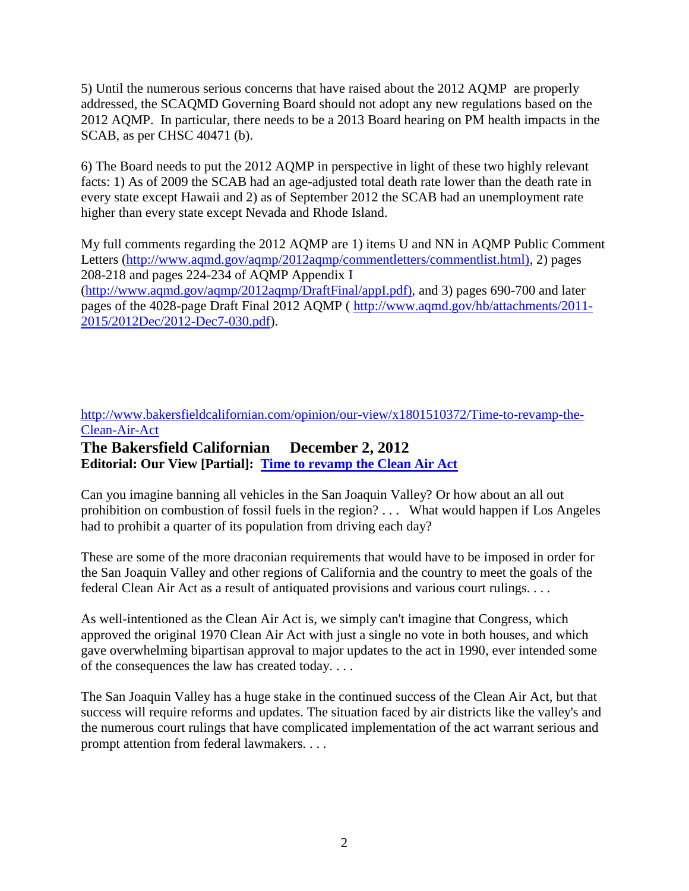5) Until the numerous serious concerns that have raised about the 2012 AQMP are properly addressed, the SCAQMD Governing Board should not adopt any new regulations based on the 2012 AQMP. In particular, there needs to be a 2013 Board hearing on PM health impacts in the SCAB, as per CHSC 40471 (b).

6) The Board needs to put the 2012 AQMP in perspective in light of these two highly relevant facts: 1) As of 2009 the SCAB had an age-adjusted total death rate lower than the death rate in every state except Hawaii and 2) as of September 2012 the SCAB had an unemployment rate higher than every state except Nevada and Rhode Island.

My full comments regarding the 2012 AQMP are 1) items U and NN in AQMP Public Comment Letters (http://www.aqmd.gov/aqmp/2012aqmp/commentletters/commentlist.html), 2) pages 208-218 and pages 224-234 of AQMP Appendix I (http://www.aqmd.gov/aqmp/2012aqmp/DraftFinal/appI.pdf), and 3) pages 690-700 and later pages of the 4028-page Draft Final 2012 AQMP ( http://www.aqmd.gov/hb/attachments/2011-2015/2012Dec/2012-Dec7-030.pdf).

http://www.bakersfieldcalifornian.com/opinion/our-view/x1801510372/Time-to-revamp-the-Clean-Air-Act

## The Bakersfield Californian December 2, 2012

**Editorial: Our View [Partial]: Time to revamp the Clean Air Act**

Can you imagine banning all vehicles in the San Joaquin Valley? Or how about an all out prohibition on combustion of fossil fuels in the region? . . . What would happen if Los Angeles had to prohibit a quarter of its population from driving each day?

These are some of the more draconian requirements that would have to be imposed in order for the San Joaquin Valley and other regions of California and the country to meet the goals of the federal Clean Air Act as a result of antiquated provisions and various court rulings. . . .

As well-intentioned as the Clean Air Act is, we simply can't imagine that Congress, which approved the original 1970 Clean Air Act with just a single no vote in both houses, and which gave overwhelming bipartisan approval to major updates to the act in 1990, ever intended some of the consequences the law has created today. . . .

The San Joaquin Valley has a huge stake in the continued success of the Clean Air Act, but that success will require reforms and updates. The situation faced by air districts like the valley's and the numerous court rulings that have complicated implementation of the act warrant serious and prompt attention from federal lawmakers. . . .